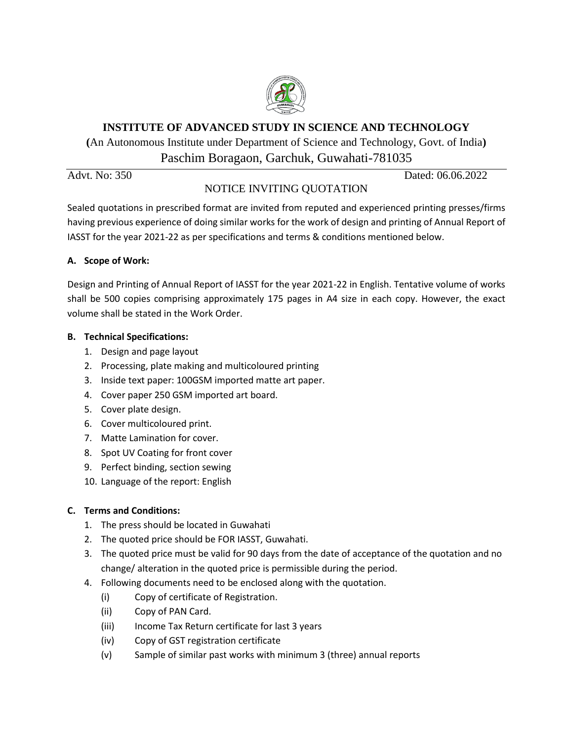# INSTITUTE OF ADVANCED STUDY IN SCIENCE AND TECHNOLOGY

**(**An Autonomous Institute under Department of Science and Technology, Govt. of India**)**

Paschim Boragaon, Garchuk, Guwahati-781035

Advt. No: 350 Dated: 06.06.2022

## NOTICE INVITING QUOTATION

Sealed quotations in prescribed format are invited from reputed and experienced printing presses/firms having previous experience of doing similar works for the work of design and printing of Annual Report of IASST for the year 2021-22 as per specifications and terms & conditions mentioned below.

**A. Scope of Work:**

Design and Printing of Annual Report of IASST for the year 2021-22 in English. Tentative volume of works shall be 500 copies comprising approximately 175 pages in A4 size in each copy. However, the exact volume shall be stated in the Work Order.

**B. Technical Specifications:**

1. Design and page layout
2. Processing, plate making and multicoloured printing
3. Inside text paper: 100GSM imported matte art paper.
4. Cover paper 250 GSM imported art board.
5. Cover plate design.
6. Cover multicoloured print.
7. Matte Lamination for cover.
8. Spot UV Coating for front cover
9. Perfect binding, section sewing
10. Language of the report: English

**C. Terms and Conditions:**

1. The press should be located in Guwahati
2. The quoted price should be FOR IASST, Guwahati.
3. The quoted price must be valid for 90 days from the date of acceptance of the quotation and no change/ alteration in the quoted price is permissible during the period.
4. Following documents need to be enclosed along with the quotation.
   - (i) Copy of certificate of Registration.
   - (ii) Copy of PAN Card.
   - (iii) Income Tax Return certificate for last 3 years
   - (iv) Copy of GST registration certificate
   - (v) Sample of similar past works with minimum 3 (three) annual reports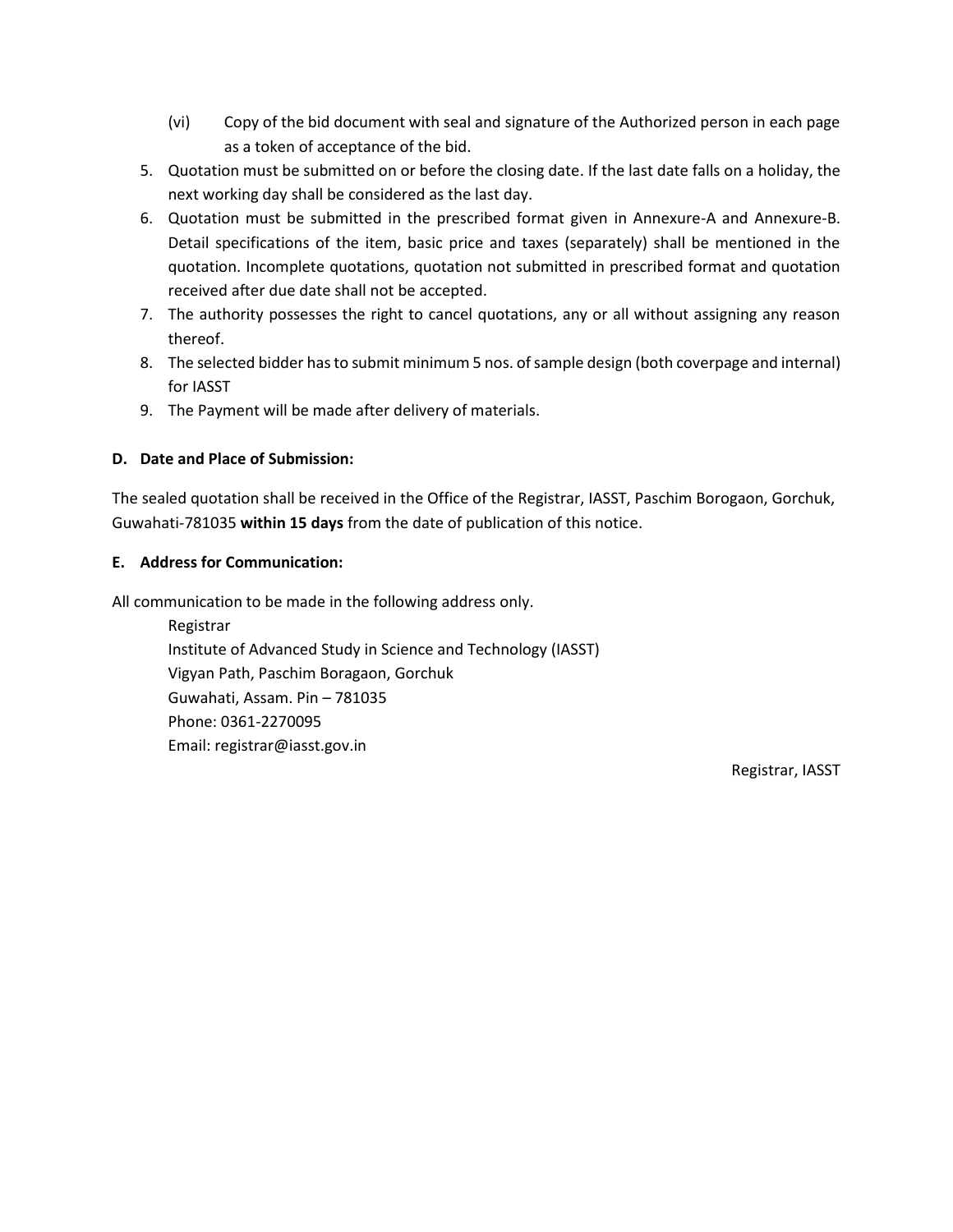(vi) Copy of the bid document with seal and signature of the Authorized person in each page as a token of acceptance of the bid.

5. Quotation must be submitted on or before the closing date. If the last date falls on a holiday, the next working day shall be considered as the last day.
6. Quotation must be submitted in the prescribed format given in Annexure-A and Annexure-B. Detail specifications of the item, basic price and taxes (separately) shall be mentioned in the quotation. Incomplete quotations, quotation not submitted in prescribed format and quotation received after due date shall not be accepted.
7. The authority possesses the right to cancel quotations, any or all without assigning any reason thereof.
8. The selected bidder has to submit minimum 5 nos. of sample design (both coverpage and internal) for IASST
9. The Payment will be made after delivery of materials.

**D. Date and Place of Submission:**

The sealed quotation shall be received in the Office of the Registrar, IASST, Paschim Borogaon, Gorchuk, Guwahati-781035 **within 15 days** from the date of publication of this notice.

**E. Address for Communication:**

All communication to be made in the following address only.

Registrar
Institute of Advanced Study in Science and Technology (IASST)
Vigyan Path, Paschim Boragaon, Gorchuk
Guwahati, Assam. Pin – 781035
Phone: 0361-2270095
Email: registrar@iasst.gov.in

Registrar, IASST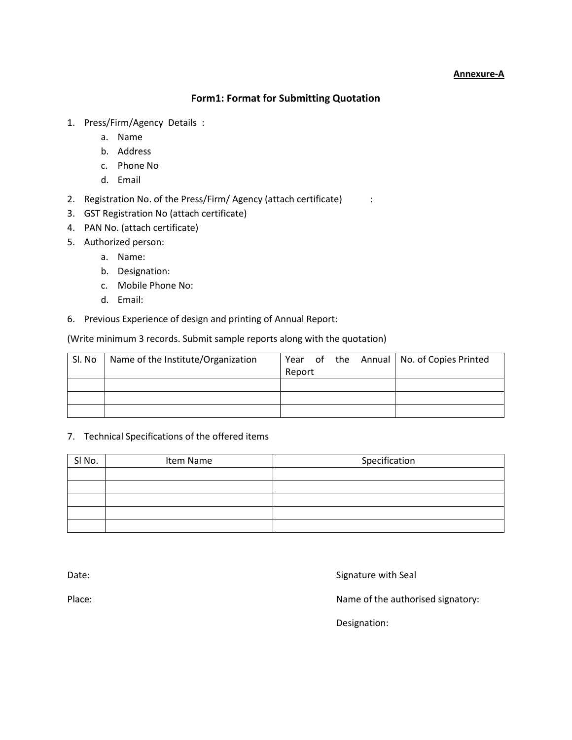**Annexure-A**

## Form1: Format for Submitting Quotation

1. Press/Firm/Agency Details :
    a. Name
    b. Address
    c. Phone No
    d. Email
2. Registration No. of the Press/Firm/ Agency (attach certificate) :
3. GST Registration No (attach certificate)
4. PAN No. (attach certificate)
5. Authorized person:
    a. Name:
    b. Designation:
    c. Mobile Phone No:
    d. Email:
6. Previous Experience of design and printing of Annual Report:

(Write minimum 3 records. Submit sample reports along with the quotation)

| Sl. No | Name of the Institute/Organization | Year of the Annual Report | No. of Copies Printed |
|---|---|---|---|
| | | | |
| | | | |
| | | | |

7. Technical Specifications of the offered items

| Sl No. | Item Name | Specification |
|---|---|---|
| | | |
| | | |
| | | |
| | | |
| | | |

Date:

Place:

Signature with Seal

Name of the authorised signatory:

Designation: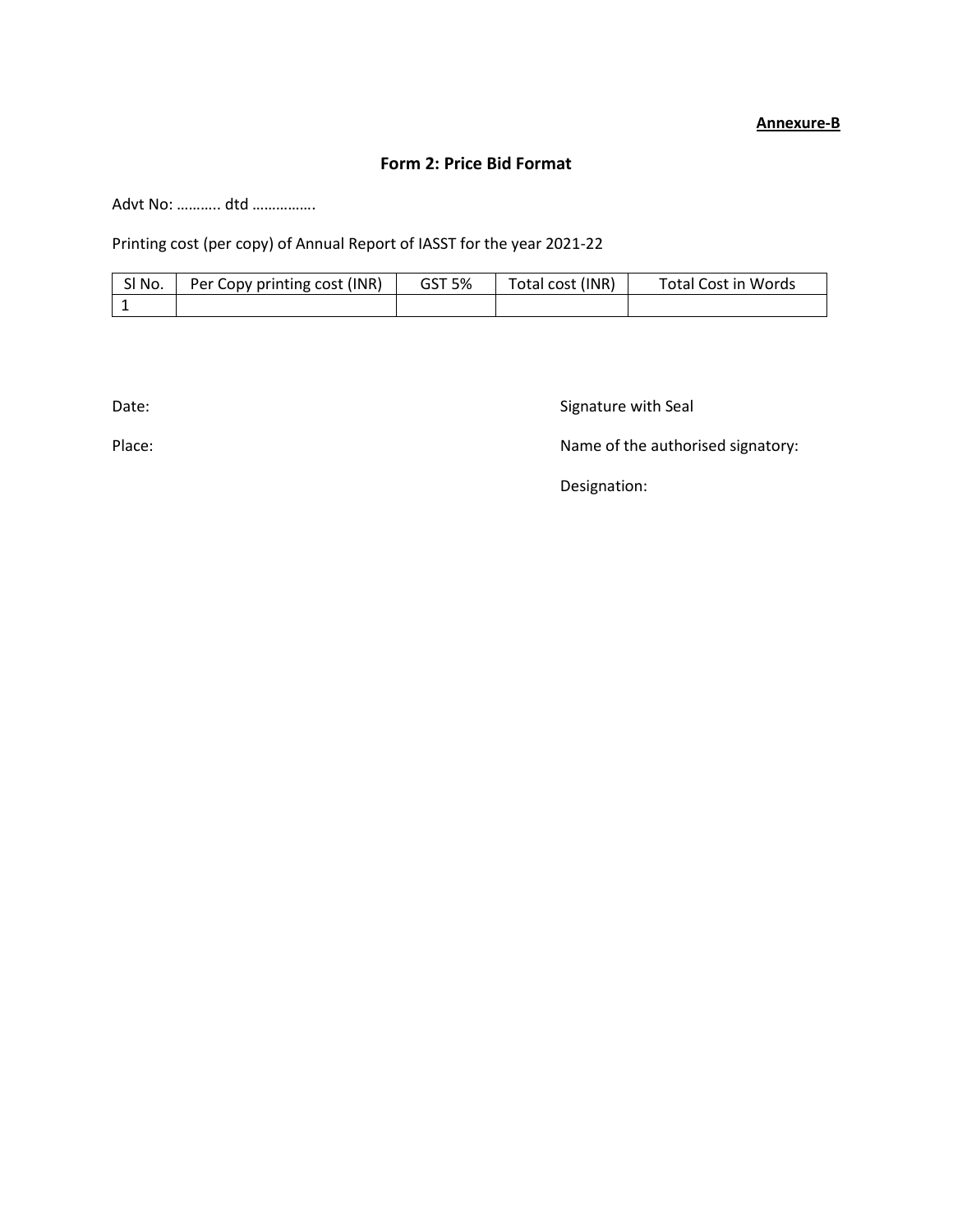**Annexure-B**

## Form 2: Price Bid Format

Advt No: ……….. dtd …………….

Printing cost (per copy) of Annual Report of IASST for the year 2021-22

| Sl No. | Per Copy printing cost (INR) | GST 5% | Total cost (INR) | Total Cost in Words |
|---|---|---|---|---|
| 1 | | | | |

Date:

Place:

Signature with Seal

Name of the authorised signatory:

Designation: